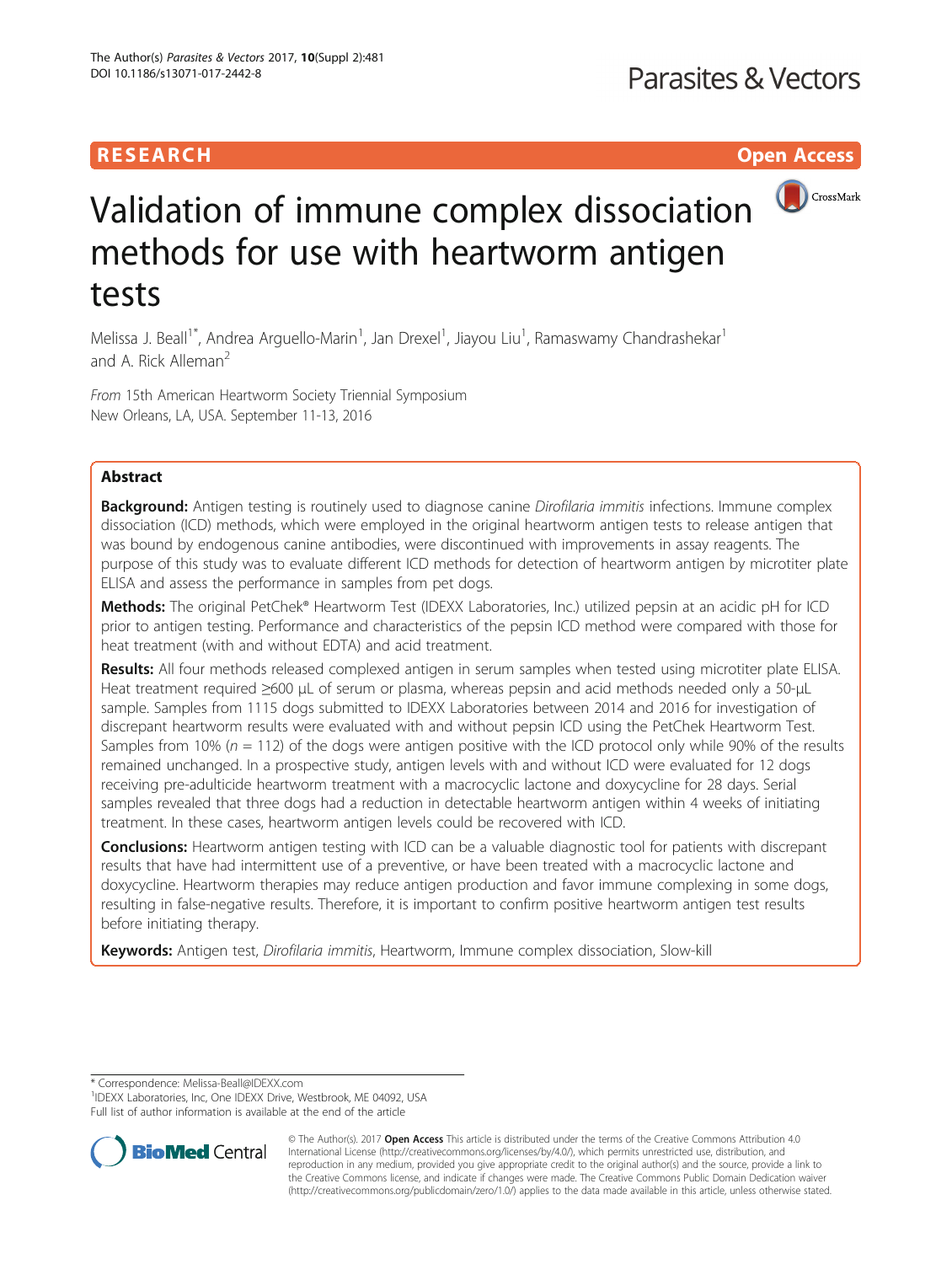RESEARCH

Open Access

# Validation of immune complex dissociation methods for use with heartworm antigen tests

Melissa J. Beall[1*], Andrea Arguello-Marin[1], Jan Drexel[1], Jiayou Liu[1], Ramaswamy Chandrashekar[1] and A. Rick Alleman[2]

*From* 15th American Heartworm Society Triennial Symposium
New Orleans, LA, USA. September 11-13, 2016

## Abstract

**Background:** Antigen testing is routinely used to diagnose canine *Dirofilaria immitis* infections. Immune complex dissociation (ICD) methods, which were employed in the original heartworm antigen tests to release antigen that was bound by endogenous canine antibodies, were discontinued with improvements in assay reagents. The purpose of this study was to evaluate different ICD methods for detection of heartworm antigen by microtiter plate ELISA and assess the performance in samples from pet dogs.

**Methods:** The original PetChek® Heartworm Test (IDEXX Laboratories, Inc.) utilized pepsin at an acidic pH for ICD prior to antigen testing. Performance and characteristics of the pepsin ICD method were compared with those for heat treatment (with and without EDTA) and acid treatment.

**Results:** All four methods released complexed antigen in serum samples when tested using microtiter plate ELISA. Heat treatment required ≥600 μL of serum or plasma, whereas pepsin and acid methods needed only a 50-μL sample. Samples from 1115 dogs submitted to IDEXX Laboratories between 2014 and 2016 for investigation of discrepant heartworm results were evaluated with and without pepsin ICD using the PetChek Heartworm Test. Samples from 10% ($n$ = 112) of the dogs were antigen positive with the ICD protocol only while 90% of the results remained unchanged. In a prospective study, antigen levels with and without ICD were evaluated for 12 dogs receiving pre-adulticide heartworm treatment with a macrocyclic lactone and doxycycline for 28 days. Serial samples revealed that three dogs had a reduction in detectable heartworm antigen within 4 weeks of initiating treatment. In these cases, heartworm antigen levels could be recovered with ICD.

**Conclusions:** Heartworm antigen testing with ICD can be a valuable diagnostic tool for patients with discrepant results that have had intermittent use of a preventive, or have been treated with a macrocyclic lactone and doxycycline. Heartworm therapies may reduce antigen production and favor immune complexing in some dogs, resulting in false-negative results. Therefore, it is important to confirm positive heartworm antigen test results before initiating therapy.

**Keywords:** Antigen test, *Dirofilaria immitis*, Heartworm, Immune complex dissociation, Slow-kill

\* Correspondence: Melissa-Beall@IDEXX.com
[1]IDEXX Laboratories, Inc, One IDEXX Drive, Westbrook, ME 04092, USA
Full list of author information is available at the end of the article

© The Author(s). 2017 **Open Access** This article is distributed under the terms of the Creative Commons Attribution 4.0 International License (http://creativecommons.org/licenses/by/4.0/), which permits unrestricted use, distribution, and reproduction in any medium, provided you give appropriate credit to the original author(s) and the source, provide a link to the Creative Commons license, and indicate if changes were made. The Creative Commons Public Domain Dedication waiver (http://creativecommons.org/publicdomain/zero/1.0/) applies to the data made available in this article, unless otherwise stated.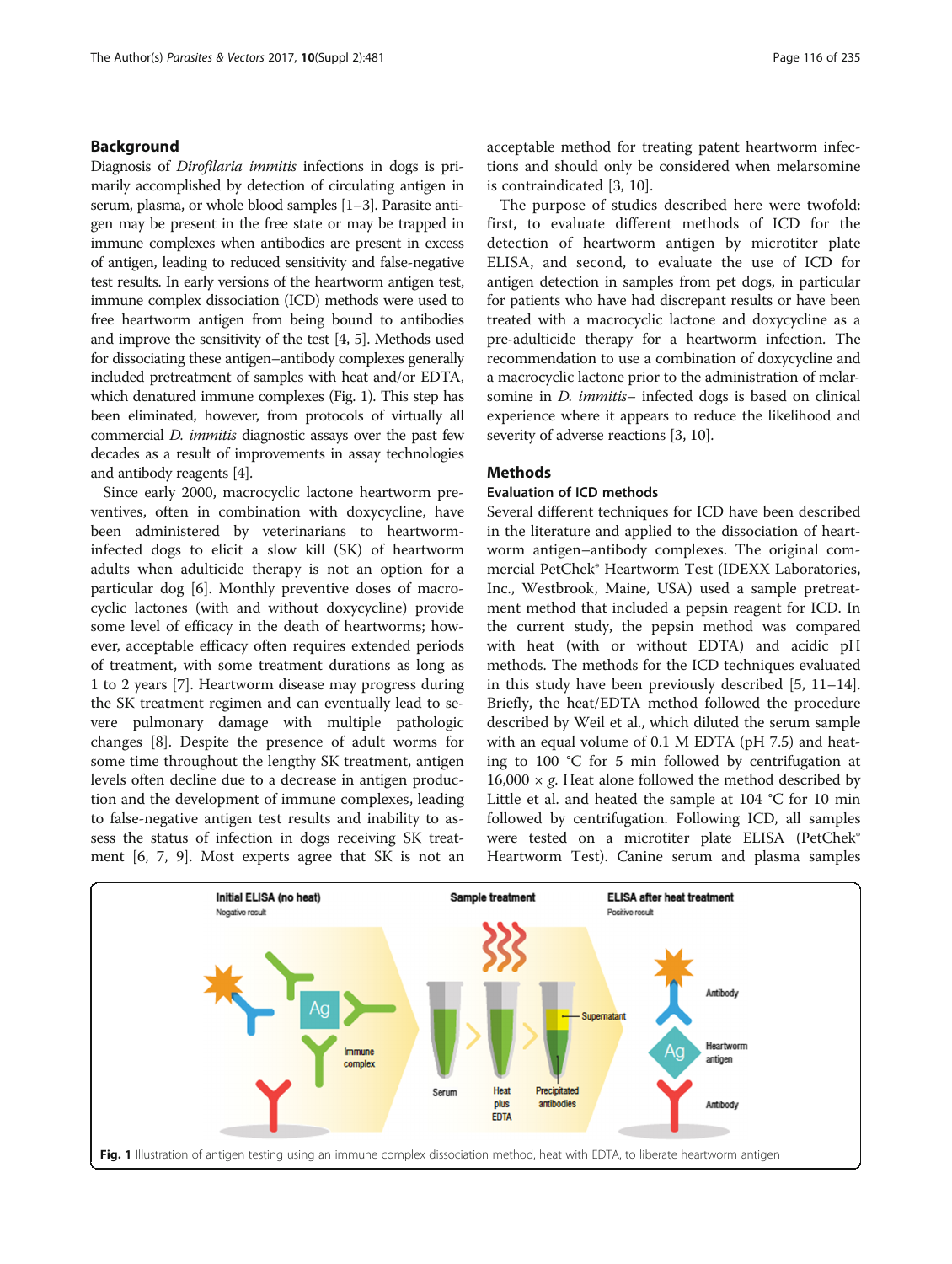## Background

Diagnosis of *Dirofilaria immitis* infections in dogs is primarily accomplished by detection of circulating antigen in serum, plasma, or whole blood samples [1–3]. Parasite antigen may be present in the free state or may be trapped in immune complexes when antibodies are present in excess of antigen, leading to reduced sensitivity and false-negative test results. In early versions of the heartworm antigen test, immune complex dissociation (ICD) methods were used to free heartworm antigen from being bound to antibodies and improve the sensitivity of the test [4, 5]. Methods used for dissociating these antigen–antibody complexes generally included pretreatment of samples with heat and/or EDTA, which denatured immune complexes (Fig. 1). This step has been eliminated, however, from protocols of virtually all commercial *D. immitis* diagnostic assays over the past few decades as a result of improvements in assay technologies and antibody reagents [4].

Since early 2000, macrocyclic lactone heartworm preventives, often in combination with doxycycline, have been administered by veterinarians to heartworm-infected dogs to elicit a slow kill (SK) of heartworm adults when adulticide therapy is not an option for a particular dog [6]. Monthly preventive doses of macrocyclic lactones (with and without doxycycline) provide some level of efficacy in the death of heartworms; however, acceptable efficacy often requires extended periods of treatment, with some treatment durations as long as 1 to 2 years [7]. Heartworm disease may progress during the SK treatment regimen and can eventually lead to severe pulmonary damage with multiple pathologic changes [8]. Despite the presence of adult worms for some time throughout the lengthy SK treatment, antigen levels often decline due to a decrease in antigen production and the development of immune complexes, leading to false-negative antigen test results and inability to assess the status of infection in dogs receiving SK treatment [6, 7, 9]. Most experts agree that SK is not an acceptable method for treating patent heartworm infections and should only be considered when melarsomine is contraindicated [3, 10].

The purpose of studies described here were twofold: first, to evaluate different methods of ICD for the detection of heartworm antigen by microtiter plate ELISA, and second, to evaluate the use of ICD for antigen detection in samples from pet dogs, in particular for patients who have had discrepant results or have been treated with a macrocyclic lactone and doxycycline as a pre-adulticide therapy for a heartworm infection. The recommendation to use a combination of doxycycline and a macrocyclic lactone prior to the administration of melarsomine in *D. immitis*– infected dogs is based on clinical experience where it appears to reduce the likelihood and severity of adverse reactions [3, 10].

## Methods

### Evaluation of ICD methods

Several different techniques for ICD have been described in the literature and applied to the dissociation of heartworm antigen–antibody complexes. The original commercial PetChek® Heartworm Test (IDEXX Laboratories, Inc., Westbrook, Maine, USA) used a sample pretreatment method that included a pepsin reagent for ICD. In the current study, the pepsin method was compared with heat (with or without EDTA) and acidic pH methods. The methods for the ICD techniques evaluated in this study have been previously described [5, 11–14]. Briefly, the heat/EDTA method followed the procedure described by Weil et al., which diluted the serum sample with an equal volume of 0.1 M EDTA (pH 7.5) and heating to 100 °C for 5 min followed by centrifugation at 16,000 × *g*. Heat alone followed the method described by Little et al. and heated the sample at 104 °C for 10 min followed by centrifugation. Following ICD, all samples were tested on a microtiter plate ELISA (PetChek® Heartworm Test). Canine serum and plasma samples

**Fig. 1** Illustration of antigen testing using an immune complex dissociation method, heat with EDTA, to liberate heartworm antigen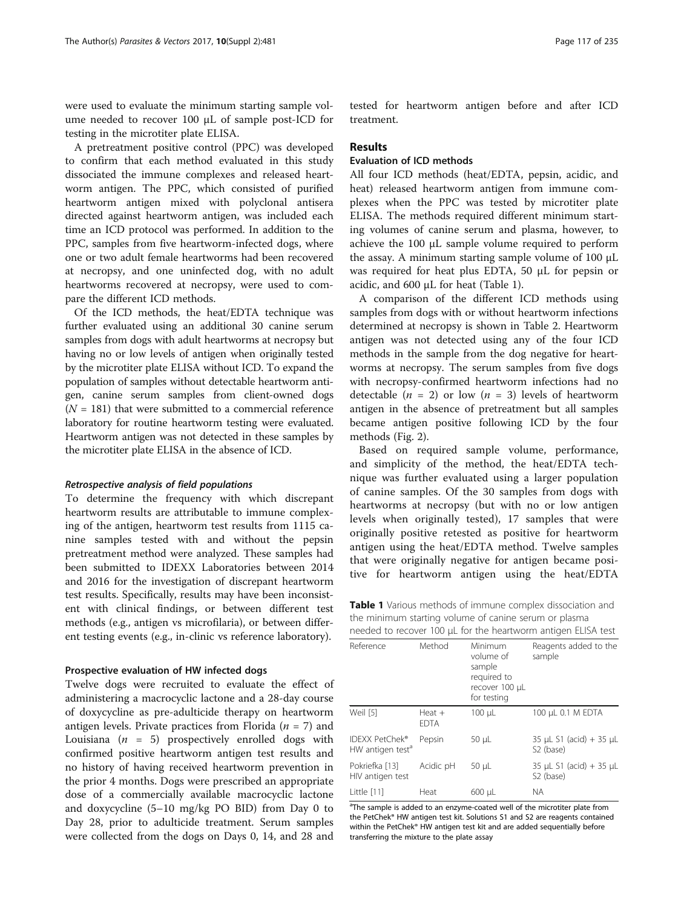were used to evaluate the minimum starting sample volume needed to recover 100 μL of sample post-ICD for testing in the microtiter plate ELISA.

A pretreatment positive control (PPC) was developed to confirm that each method evaluated in this study dissociated the immune complexes and released heartworm antigen. The PPC, which consisted of purified heartworm antigen mixed with polyclonal antisera directed against heartworm antigen, was included each time an ICD protocol was performed. In addition to the PPC, samples from five heartworm-infected dogs, where one or two adult female heartworms had been recovered at necropsy, and one uninfected dog, with no adult heartworms recovered at necropsy, were used to compare the different ICD methods.

Of the ICD methods, the heat/EDTA technique was further evaluated using an additional 30 canine serum samples from dogs with adult heartworms at necropsy but having no or low levels of antigen when originally tested by the microtiter plate ELISA without ICD. To expand the population of samples without detectable heartworm antigen, canine serum samples from client-owned dogs ($N = 181$) that were submitted to a commercial reference laboratory for routine heartworm testing were evaluated. Heartworm antigen was not detected in these samples by the microtiter plate ELISA in the absence of ICD.

#### *Retrospective analysis of field populations*

To determine the frequency with which discrepant heartworm results are attributable to immune complexing of the antigen, heartworm test results from 1115 canine samples tested with and without the pepsin pretreatment method were analyzed. These samples had been submitted to IDEXX Laboratories between 2014 and 2016 for the investigation of discrepant heartworm test results. Specifically, results may have been inconsistent with clinical findings, or between different test methods (e.g., antigen vs microfilaria), or between different testing events (e.g., in-clinic vs reference laboratory).

### Prospective evaluation of HW infected dogs

Twelve dogs were recruited to evaluate the effect of administering a macrocyclic lactone and a 28-day course of doxycycline as pre-adulticide therapy on heartworm antigen levels. Private practices from Florida ($n = 7$) and Louisiana ($n = 5$) prospectively enrolled dogs with confirmed positive heartworm antigen test results and no history of having received heartworm prevention in the prior 4 months. Dogs were prescribed an appropriate dose of a commercially available macrocyclic lactone and doxycycline (5–10 mg/kg PO BID) from Day 0 to Day 28, prior to adulticide treatment. Serum samples were collected from the dogs on Days 0, 14, and 28 and tested for heartworm antigen before and after ICD treatment.

## Results

### Evaluation of ICD methods

All four ICD methods (heat/EDTA, pepsin, acidic, and heat) released heartworm antigen from immune complexes when the PPC was tested by microtiter plate ELISA. The methods required different minimum starting volumes of canine serum and plasma, however, to achieve the 100 μL sample volume required to perform the assay. A minimum starting sample volume of 100 μL was required for heat plus EDTA, 50 μL for pepsin or acidic, and 600 μL for heat (Table 1).

A comparison of the different ICD methods using samples from dogs with or without heartworm infections determined at necropsy is shown in Table 2. Heartworm antigen was not detected using any of the four ICD methods in the sample from the dog negative for heartworms at necropsy. The serum samples from five dogs with necropsy-confirmed heartworm infections had no detectable ($n = 2$) or low ($n = 3$) levels of heartworm antigen in the absence of pretreatment but all samples became antigen positive following ICD by the four methods (Fig. 2).

Based on required sample volume, performance, and simplicity of the method, the heat/EDTA technique was further evaluated using a larger population of canine samples. Of the 30 samples from dogs with heartworms at necropsy (but with no or low antigen levels when originally tested), 17 samples that were originally positive retested as positive for heartworm antigen using the heat/EDTA method. Twelve samples that were originally negative for antigen became positive for heartworm antigen using the heat/EDTA

**Table 1** Various methods of immune complex dissociation and the minimum starting volume of canine serum or plasma needed to recover 100 μL for the heartworm antigen ELISA test

| Reference | Method | Minimum volume of sample required to recover 100 μL for testing | Reagents added to the sample |
|---|---|---|---|
| Weil [5] | Heat + EDTA | 100 μL | 100 μL 0.1 M EDTA |
| IDEXX PetChek® HW antigen test[a] | Pepsin | 50 μL | 35 μL S1 (acid) + 35 μL S2 (base) |
| Pokriefka [13] HIV antigen test | Acidic pH | 50 μL | 35 μL S1 (acid) + 35 μL S2 (base) |
| Little [11] | Heat | 600 μL | NA |

[a]The sample is added to an enzyme-coated well of the microtiter plate from the PetChek® HW antigen test kit. Solutions S1 and S2 are reagents contained within the PetChek® HW antigen test kit and are added sequentially before transferring the mixture to the plate assay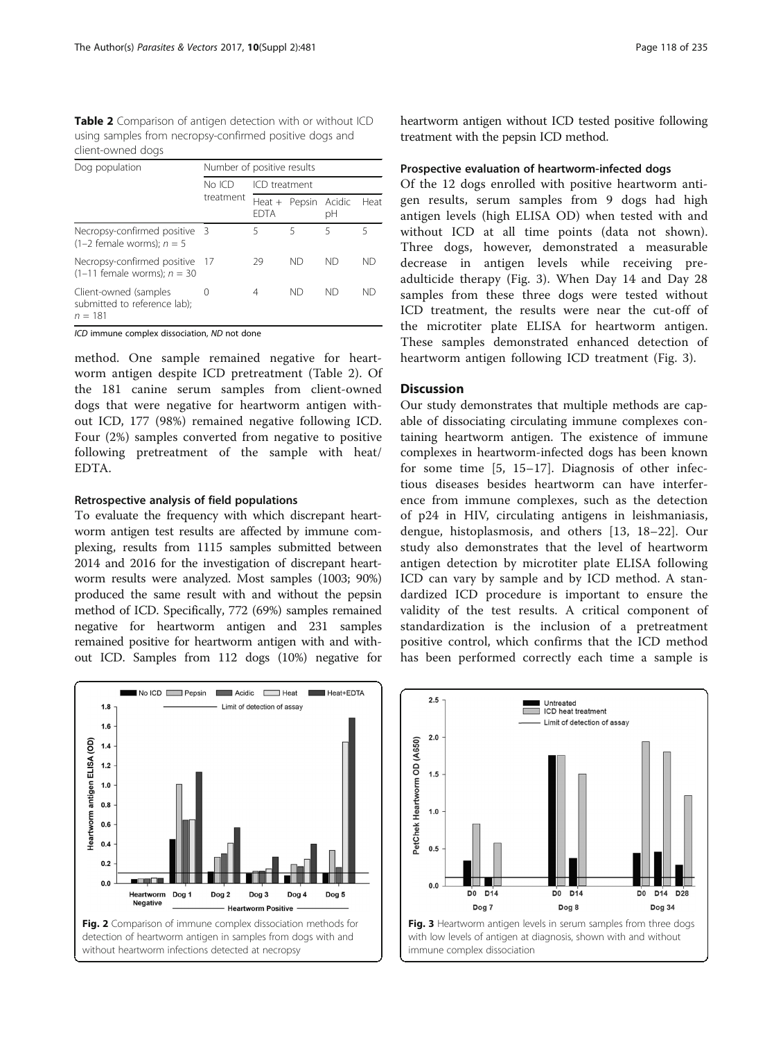**Table 2** Comparison of antigen detection with or without ICD using samples from necropsy-confirmed positive dogs and client-owned dogs

| Dog population | Number of positive results | | | | |
|---|---|---|---|---|---|
| | No ICD treatment | ICD treatment | | | |
| | | Heat + EDTA | Pepsin | Acidic pH | Heat |
| Necropsy-confirmed positive (1–2 female worms); $n = 5$ | 3 | 5 | 5 | 5 | 5 |
| Necropsy-confirmed positive (1–11 female worms); $n = 30$ | 17 | 29 | ND | ND | ND |
| Client-owned (samples submitted to reference lab); $n = 181$ | 0 | 4 | ND | ND | ND |

*ICD* immune complex dissociation, *ND* not done

method. One sample remained negative for heartworm antigen despite ICD pretreatment (Table 2). Of the 181 canine serum samples from client-owned dogs that were negative for heartworm antigen without ICD, 177 (98%) remained negative following ICD. Four (2%) samples converted from negative to positive following pretreatment of the sample with heat/EDTA.

#### Retrospective analysis of field populations

To evaluate the frequency with which discrepant heartworm antigen test results are affected by immune complexing, results from 1115 samples submitted between 2014 and 2016 for the investigation of discrepant heartworm results were analyzed. Most samples (1003; 90%) produced the same result with and without the pepsin method of ICD. Specifically, 772 (69%) samples remained negative for heartworm antigen and 231 samples remained positive for heartworm antigen with and without ICD. Samples from 112 dogs (10%) negative for heartworm antigen without ICD tested positive following treatment with the pepsin ICD method.

#### Prospective evaluation of heartworm-infected dogs

Of the 12 dogs enrolled with positive heartworm antigen results, serum samples from 9 dogs had high antigen levels (high ELISA OD) when tested with and without ICD at all time points (data not shown). Three dogs, however, demonstrated a measurable decrease in antigen levels while receiving pre-adulticide therapy (Fig. 3). When Day 14 and Day 28 samples from these three dogs were tested without ICD treatment, the results were near the cut-off of the microtiter plate ELISA for heartworm antigen. These samples demonstrated enhanced detection of heartworm antigen following ICD treatment (Fig. 3).

## Discussion

Our study demonstrates that multiple methods are capable of dissociating circulating immune complexes containing heartworm antigen. The existence of immune complexes in heartworm-infected dogs has been known for some time [5, 15–17]. Diagnosis of other infectious diseases besides heartworm can have interference from immune complexes, such as the detection of p24 in HIV, circulating antigens in leishmaniasis, dengue, histoplasmosis, and others [13, 18–22]. Our study also demonstrates that the level of heartworm antigen detection by microtiter plate ELISA following ICD can vary by sample and by ICD method. A standardized ICD procedure is important to ensure the validity of the test results. A critical component of standardization is the inclusion of a pretreatment positive control, which confirms that the ICD method has been performed correctly each time a sample is

**Fig. 2** Comparison of immune complex dissociation methods for detection of heartworm antigen in samples from dogs with and without heartworm infections detected at necropsy

**Fig. 3** Heartworm antigen levels in serum samples from three dogs with low levels of antigen at diagnosis, shown with and without immune complex dissociation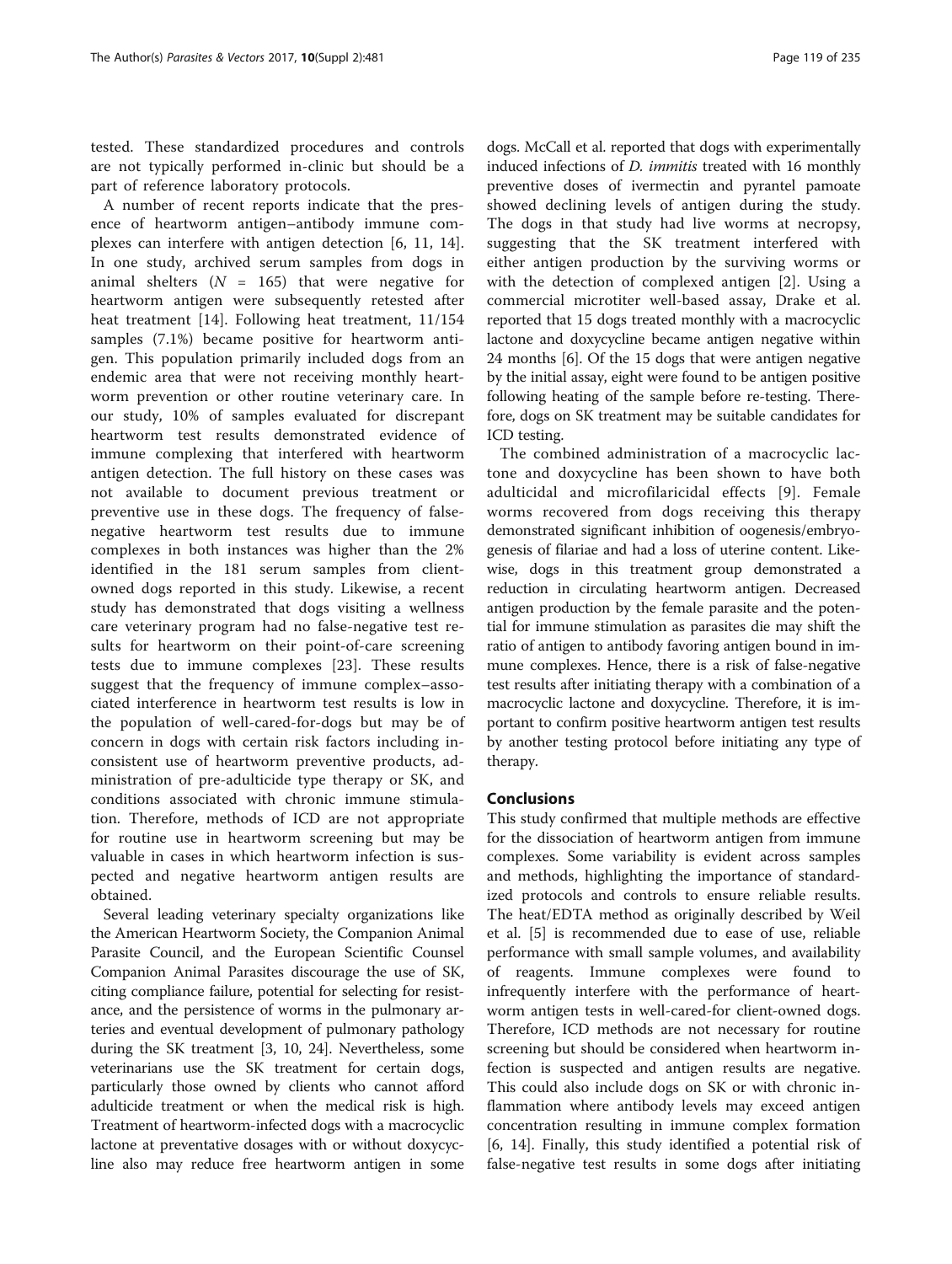tested. These standardized procedures and controls are not typically performed in-clinic but should be a part of reference laboratory protocols.

A number of recent reports indicate that the presence of heartworm antigen–antibody immune complexes can interfere with antigen detection [6, 11, 14]. In one study, archived serum samples from dogs in animal shelters ($N$ = 165) that were negative for heartworm antigen were subsequently retested after heat treatment [14]. Following heat treatment, 11/154 samples (7.1%) became positive for heartworm antigen. This population primarily included dogs from an endemic area that were not receiving monthly heartworm prevention or other routine veterinary care. In our study, 10% of samples evaluated for discrepant heartworm test results demonstrated evidence of immune complexing that interfered with heartworm antigen detection. The full history on these cases was not available to document previous treatment or preventive use in these dogs. The frequency of false-negative heartworm test results due to immune complexes in both instances was higher than the 2% identified in the 181 serum samples from client-owned dogs reported in this study. Likewise, a recent study has demonstrated that dogs visiting a wellness care veterinary program had no false-negative test results for heartworm on their point-of-care screening tests due to immune complexes [23]. These results suggest that the frequency of immune complex–associated interference in heartworm test results is low in the population of well-cared-for-dogs but may be of concern in dogs with certain risk factors including inconsistent use of heartworm preventive products, administration of pre-adulticide type therapy or SK, and conditions associated with chronic immune stimulation. Therefore, methods of ICD are not appropriate for routine use in heartworm screening but may be valuable in cases in which heartworm infection is suspected and negative heartworm antigen results are obtained.

Several leading veterinary specialty organizations like the American Heartworm Society, the Companion Animal Parasite Council, and the European Scientific Counsel Companion Animal Parasites discourage the use of SK, citing compliance failure, potential for selecting for resistance, and the persistence of worms in the pulmonary arteries and eventual development of pulmonary pathology during the SK treatment [3, 10, 24]. Nevertheless, some veterinarians use the SK treatment for certain dogs, particularly those owned by clients who cannot afford adulticide treatment or when the medical risk is high. Treatment of heartworm-infected dogs with a macrocyclic lactone at preventative dosages with or without doxycycline also may reduce free heartworm antigen in some dogs. McCall et al. reported that dogs with experimentally induced infections of *D. immitis* treated with 16 monthly preventive doses of ivermectin and pyrantel pamoate showed declining levels of antigen during the study. The dogs in that study had live worms at necropsy, suggesting that the SK treatment interfered with either antigen production by the surviving worms or with the detection of complexed antigen [2]. Using a commercial microtiter well-based assay, Drake et al. reported that 15 dogs treated monthly with a macrocyclic lactone and doxycycline became antigen negative within 24 months [6]. Of the 15 dogs that were antigen negative by the initial assay, eight were found to be antigen positive following heating of the sample before re-testing. Therefore, dogs on SK treatment may be suitable candidates for ICD testing.

The combined administration of a macrocyclic lactone and doxycycline has been shown to have both adulticidal and microfilaricidal effects [9]. Female worms recovered from dogs receiving this therapy demonstrated significant inhibition of oogenesis/embryogenesis of filariae and had a loss of uterine content. Likewise, dogs in this treatment group demonstrated a reduction in circulating heartworm antigen. Decreased antigen production by the female parasite and the potential for immune stimulation as parasites die may shift the ratio of antigen to antibody favoring antigen bound in immune complexes. Hence, there is a risk of false-negative test results after initiating therapy with a combination of a macrocyclic lactone and doxycycline. Therefore, it is important to confirm positive heartworm antigen test results by another testing protocol before initiating any type of therapy.

## Conclusions

This study confirmed that multiple methods are effective for the dissociation of heartworm antigen from immune complexes. Some variability is evident across samples and methods, highlighting the importance of standardized protocols and controls to ensure reliable results. The heat/EDTA method as originally described by Weil et al. [5] is recommended due to ease of use, reliable performance with small sample volumes, and availability of reagents. Immune complexes were found to infrequently interfere with the performance of heartworm antigen tests in well-cared-for client-owned dogs. Therefore, ICD methods are not necessary for routine screening but should be considered when heartworm infection is suspected and antigen results are negative. This could also include dogs on SK or with chronic inflammation where antibody levels may exceed antigen concentration resulting in immune complex formation [6, 14]. Finally, this study identified a potential risk of false-negative test results in some dogs after initiating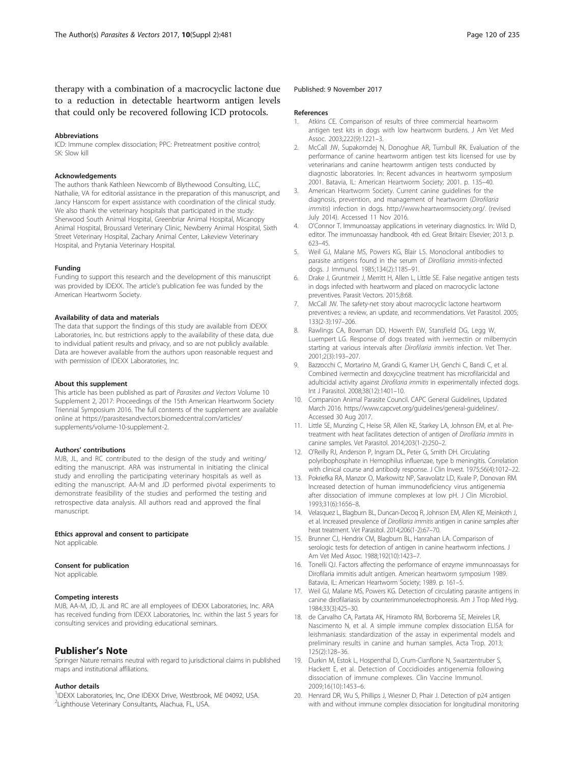therapy with a combination of a macrocyclic lactone due to a reduction in detectable heartworm antigen levels that could only be recovered following ICD protocols.

#### Abbreviations

ICD: Immune complex dissociation; PPC: Pretreatment positive control; SK: Slow kill

#### Acknowledgements

The authors thank Kathleen Newcomb of Blythewood Consulting, LLC, Nathalie, VA for editorial assistance in the preparation of this manuscript, and Jancy Hanscom for expert assistance with coordination of the clinical study. We also thank the veterinary hospitals that participated in the study: Sherwood South Animal Hospital, Greenbriar Animal Hospital, Micanopy Animal Hospital, Broussard Veterinary Clinic, Newberry Animal Hospital, Sixth Street Veterinary Hospital, Zachary Animal Center, Lakeview Veterinary Hospital, and Prytania Veterinary Hospital.

#### Funding

Funding to support this research and the development of this manuscript was provided by IDEXX. The article's publication fee was funded by the American Heartworm Society.

#### Availability of data and materials

The data that support the findings of this study are available from IDEXX Laboratories, Inc. but restrictions apply to the availability of these data, due to individual patient results and privacy, and so are not publicly available. Data are however available from the authors upon reasonable request and with permission of IDEXX Laboratories, Inc.

#### About this supplement

This article has been published as part of *Parasites and Vectors* Volume 10 Supplement 2, 2017: Proceedings of the 15th American Heartworm Society Triennial Symposium 2016. The full contents of the supplement are available online at https://parasitesandvectors.biomedcentral.com/articles/supplements/volume-10-supplement-2.

#### Authors' contributions

MJB, JL, and RC contributed to the design of the study and writing/editing the manuscript. ARA was instrumental in initiating the clinical study and enrolling the participating veterinary hospitals as well as editing the manuscript. AA-M and JD performed pivotal experiments to demonstrate feasibility of the studies and performed the testing and retrospective data analysis. All authors read and approved the final manuscript.

#### Ethics approval and consent to participate

Not applicable.

#### Consent for publication

Not applicable.

#### Competing interests

MJB, AA-M, JD, JL and RC are all employees of IDEXX Laboratories, Inc. ARA has received funding from IDEXX Laboratories, Inc. within the last 5 years for consulting services and providing educational seminars.

## Publisher's Note

Springer Nature remains neutral with regard to jurisdictional claims in published maps and institutional affiliations.

#### Author details

[1]IDEXX Laboratories, Inc, One IDEXX Drive, Westbrook, ME 04092, USA. [2]Lighthouse Veterinary Consultants, Alachua, FL, USA.

Published: 9 November 2017

#### References

1. Atkins CE. Comparison of results of three commercial heartworm antigen test kits in dogs with low heartworm burdens. J Am Vet Med Assoc. 2003;222(9):1221–3.
2. McCall JW, Supakorndej N, Donoghue AR, Turnbull RK. Evaluation of the performance of canine heartworm antigen test kits licensed for use by veterinarians and canine heartowrm antigen tests conducted by diagnostic laboratories. In: Recent advances in heartworm symposium 2001. Batavia, IL: American Heartworm Society; 2001. p. 135–40.
3. American Heartworm Society. Current canine guidelines for the diagnosis, prevention, and management of heartworm (*Dirofilaria immitis*) infection in dogs. http://www.heartwormsociety.org/. (revised July 2014). Accessed 11 Nov 2016.
4. O'Connor T. Immunoassay applications in veterinary diagnostics. In: Wild D, editor. The immunoassay handbook. 4th ed. Great Britain: Elsevier; 2013. p. 623–45.
5. Weil GJ, Malane MS, Powers KG, Blair LS. Monoclonal antibodies to parasite antigens found in the serum of *Dirofilaria immitis*-infected dogs. J Immunol. 1985;134(2):1185–91.
6. Drake J, Gruntmeir J, Merritt H, Allen L, Little SE. False negative antigen tests in dogs infected with heartworm and placed on macrocyclic lactone preventives. Parasit Vectors. 2015;8:68.
7. McCall JW. The safety-net story about macrocyclic lactone heartworm preventives: a review, an update, and recommendations. Vet Parasitol. 2005; 133(2-3):197–206.
8. Rawlings CA, Bowman DD, Howerth EW, Stansfield DG, Legg W, Luempert LG. Response of dogs treated with ivermectin or milbemycin starting at various intervals after *Dirofilaria immitis* infection. Vet Ther. 2001;2(3):193–207.
9. Bazzocchi C, Mortarino M, Grandi G, Kramer LH, Genchi C, Bandi C, et al. Combined ivermectin and doxycycline treatment has microfilaricidal and adulticidal activity against *Dirofilaria immitis* in experimentally infected dogs. Int J Parasitol. 2008;38(12):1401–10.
10. Companion Animal Parasite Council. CAPC General Guidelines, Updated March 2016. https://www.capcvet.org/guidelines/general-guidelines/. Accessed 30 Aug 2017.
11. Little SE, Munzing C, Heise SR, Allen KE, Starkey LA, Johnson EM, et al. Pre-treatment with heat facilitates detection of antigen of *Dirofilaria immitis* in canine samples. Vet Parasitol. 2014;203(1-2):250–2.
12. O'Reilly RJ, Anderson P, Ingram DL, Peter G, Smith DH. Circulating polyribophosphate in Hemophilus influenzae, type b meningitis. Correlation with clinical course and antibody response. J Clin Invest. 1975;56(4):1012–22.
13. Pokriefka RA, Manzor O, Markowitz NP, Saravolatz LD, Kvale P, Donovan RM. Increased detection of human immunodeficiency virus antigenemia after dissociation of immune complexes at low pH. J Clin Microbiol. 1993;31(6):1656–8.
14. Velasquez L, Blagburn BL, Duncan-Decoq R, Johnson EM, Allen KE, Meinkoth J, et al. Increased prevalence of *Dirofilaria immitis* antigen in canine samples after heat treatment. Vet Parasitol. 2014;206(1-2):67–70.
15. Brunner CJ, Hendrix CM, Blagburn BL, Hanrahan LA. Comparison of serologic tests for detection of antigen in canine heartworm infections. J Am Vet Med Assoc. 1988;192(10):1423–7.
16. Tonelli QJ. Factors affecting the performance of enzyme immunnoassays for Dirofilaria immitis adult antigen. American heartworm symposium 1989. Batavia, IL: American Heartworm Society; 1989. p. 161–5.
17. Weil GJ, Malane MS, Powers KG. Detection of circulating parasite antigens in canine dirofilariasis by counterimmunoelectrophoresis. Am J Trop Med Hyg. 1984;33(3):425–30.
18. de Carvalho CA, Partata AK, Hiramoto RM, Borborema SE, Meireles LR, Nascimento N, et al. A simple immune complex dissociation ELISA for leishmaniasis: standardization of the assay in experimental models and preliminary results in canine and human samples. Acta Trop. 2013; 125(2):128–36.
19. Durkin M, Estok L, Hospenthal D, Crum-Cianflone N, Swartzentruber S, Hackett E, et al. Detection of Coccidioides antigenemia following dissociation of immune complexes. Clin Vaccine Immunol. 2009;16(10):1453–6.
20. Henrard DR, Wu S, Phillips J, Wiesner D, Phair J. Detection of p24 antigen with and without immune complex dissociation for longitudinal monitoring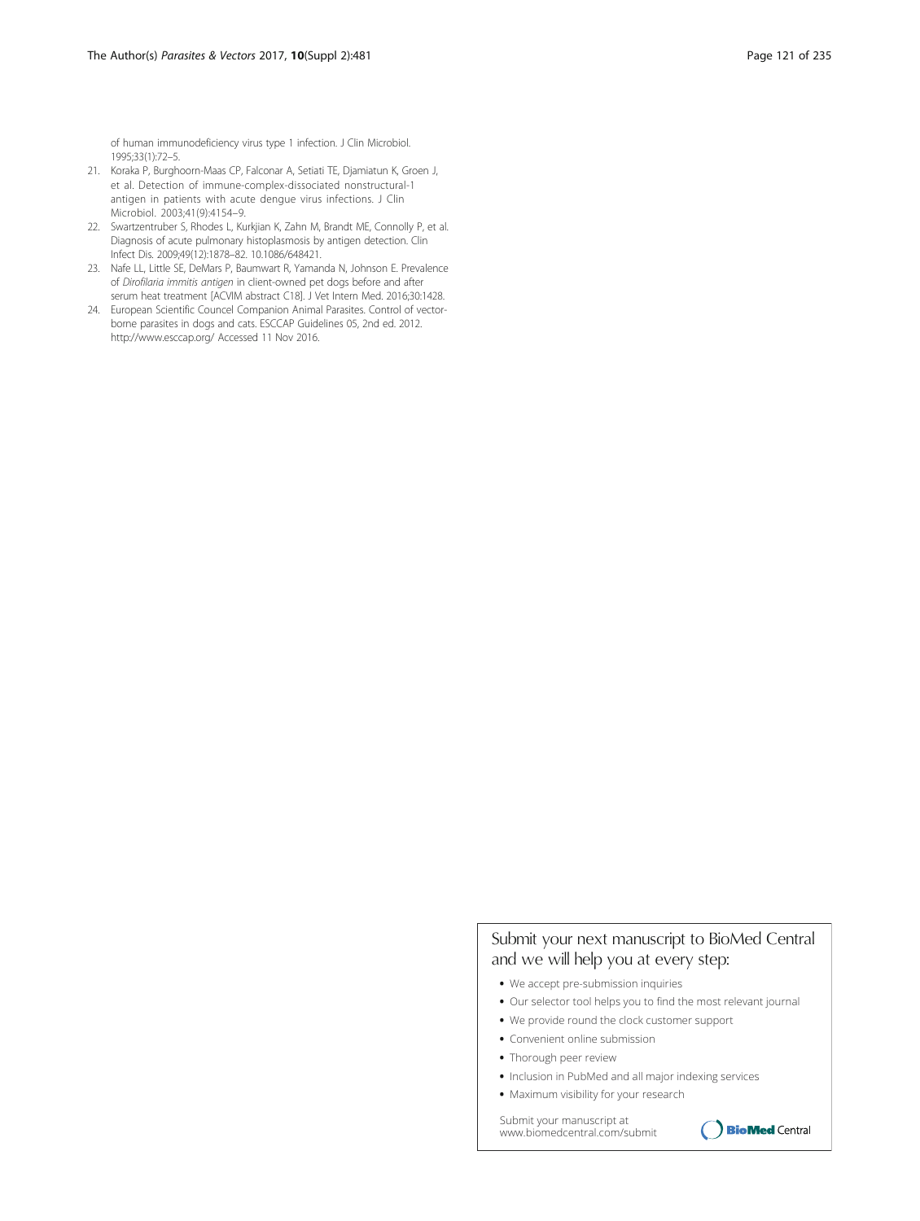of human immunodeficiency virus type 1 infection. J Clin Microbiol. 1995;33(1):72–5.

21. Koraka P, Burghoorn-Maas CP, Falconar A, Setiati TE, Djamiatun K, Groen J, et al. Detection of immune-complex-dissociated nonstructural-1 antigen in patients with acute dengue virus infections. J Clin Microbiol. 2003;41(9):4154–9.
22. Swartzentruber S, Rhodes L, Kurkjian K, Zahn M, Brandt ME, Connolly P, et al. Diagnosis of acute pulmonary histoplasmosis by antigen detection. Clin Infect Dis. 2009;49(12):1878–82. 10.1086/648421.
23. Nafe LL, Little SE, DeMars P, Baumwart R, Yamanda N, Johnson E. Prevalence of *Dirofilaria immitis antigen* in client-owned pet dogs before and after serum heat treatment [ACVIM abstract C18]. J Vet Intern Med. 2016;30:1428.
24. European Scientific Councel Companion Animal Parasites. Control of vector-borne parasites in dogs and cats. ESCCAP Guidelines 05, 2nd ed. 2012. http://www.esccap.org/ Accessed 11 Nov 2016.

Submit your next manuscript to BioMed Central and we will help you at every step:

- We accept pre-submission inquiries
- Our selector tool helps you to find the most relevant journal
- We provide round the clock customer support
- Convenient online submission
- Thorough peer review
- Inclusion in PubMed and all major indexing services
- Maximum visibility for your research

Submit your manuscript at www.biomedcentral.com/submit

BioMed Central